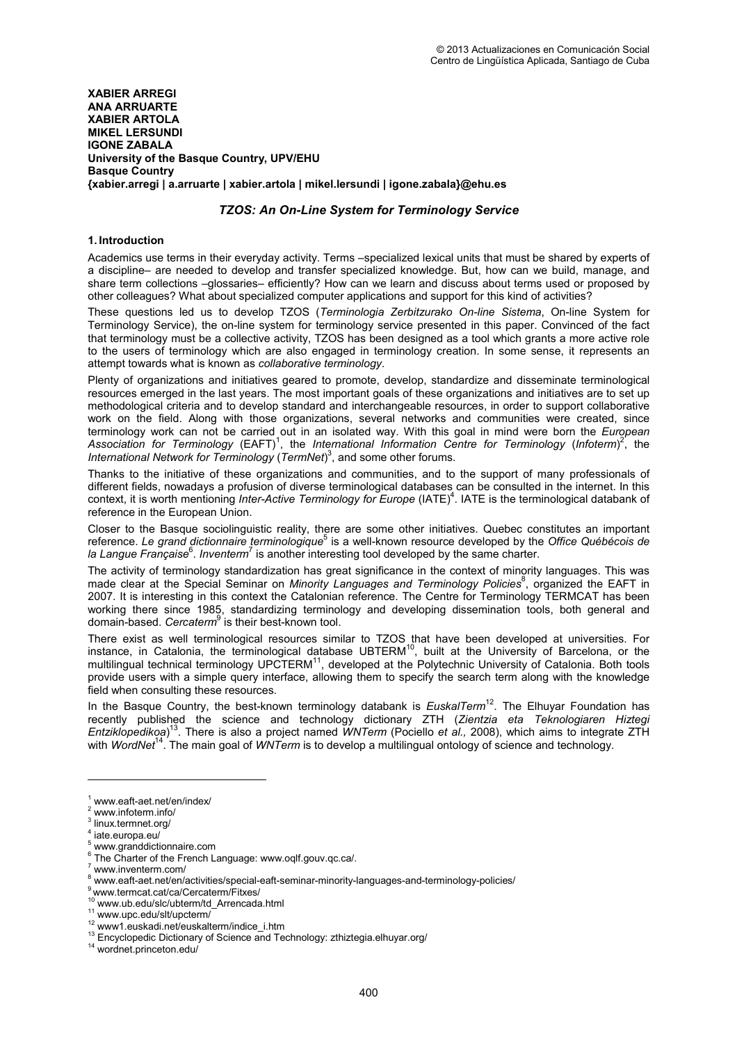**XABIER ARREGI**
**ANA ARRUARTE**
**XABIER ARTOLA**
**MIKEL LERSUNDI**
**IGONE ZABALA**
**University of the Basque Country, UPV/EHU**
**Basque Country**
**{xabier.arregi | a.arruarte | xabier.artola | mikel.lersundi | igone.zabala}@ehu.es**

# *TZOS: An On-Line System for Terminology Service*

## 1. Introduction

Academics use terms in their everyday activity. Terms –specialized lexical units that must be shared by experts of a discipline– are needed to develop and transfer specialized knowledge. But, how can we build, manage, and share term collections –glossaries– efficiently? How can we learn and discuss about terms used or proposed by other colleagues? What about specialized computer applications and support for this kind of activities?

These questions led us to develop TZOS (*Terminologia Zerbitzurako On-line Sistema*, On-line System for Terminology Service), the on-line system for terminology service presented in this paper. Convinced of the fact that terminology must be a collective activity, TZOS has been designed as a tool which grants a more active role to the users of terminology which are also engaged in terminology creation. In some sense, it represents an attempt towards what is known as *collaborative terminology*.

Plenty of organizations and initiatives geared to promote, develop, standardize and disseminate terminological resources emerged in the last years. The most important goals of these organizations and initiatives are to set up methodological criteria and to develop standard and interchangeable resources, in order to support collaborative work on the field. Along with those organizations, several networks and communities were created, since terminology work can not be carried out in an isolated way. With this goal in mind were born the *European Association for Terminology* (EAFT)[1], the *International Information Centre for Terminology* (*Infoterm*)[2], the *International Network for Terminology* (*TermNet*)[3], and some other forums.

Thanks to the initiative of these organizations and communities, and to the support of many professionals of different fields, nowadays a profusion of diverse terminological databases can be consulted in the internet. In this context, it is worth mentioning *Inter-Active Terminology for Europe* (IATE)[4]. IATE is the terminological databank of reference in the European Union.

Closer to the Basque sociolinguistic reality, there are some other initiatives. Quebec constitutes an important reference. *Le grand dictionnaire terminologique*[5] is a well-known resource developed by the *Office Québécois de la Langue Française*[6]. *Inventerm*[7] is another interesting tool developed by the same charter.

The activity of terminology standardization has great significance in the context of minority languages. This was made clear at the Special Seminar on *Minority Languages and Terminology Policies*[8], organized the EAFT in 2007. It is interesting in this context the Catalonian reference. The Centre for Terminology TERMCAT has been working there since 1985, standardizing terminology and developing dissemination tools, both general and domain-based. *Cercaterm*[9] is their best-known tool.

There exist as well terminological resources similar to TZOS that have been developed at universities. For instance, in Catalonia, the terminological database UBTERM[10], built at the University of Barcelona, or the multilingual technical terminology UPCTERM[11], developed at the Polytechnic University of Catalonia. Both tools provide users with a simple query interface, allowing them to specify the search term along with the knowledge field when consulting these resources.

In the Basque Country, the best-known terminology databank is *EuskalTerm*[12]. The Elhuyar Foundation has recently published the science and technology dictionary ZTH (*Zientzia eta Teknologiaren Hiztegi Entziklopedikoa*)[13]. There is also a project named *WNTerm* (Pociello *et al.,* 2008), which aims to integrate ZTH with *WordNet*[14]. The main goal of *WNTerm* is to develop a multilingual ontology of science and technology.

---

[1] www.eaft-aet.net/en/index/
[2] www.infoterm.info/
[3] linux.termnet.org/
[4] iate.europa.eu/
[5] www.granddictionnaire.com
[6] The Charter of the French Language: www.oqlf.gouv.qc.ca/.
[7] www.inventerm.com/
[8] www.eaft-aet.net/en/activities/special-eaft-seminar-minority-languages-and-terminology-policies/
[9] www.termcat.cat/ca/Cercaterm/Fitxes/
[10] www.ub.edu/slc/ubterm/td_Arrencada.html
[11] www.upc.edu/slt/upcterm/
[12] www1.euskadi.net/euskalterm/indice_i.htm
[13] Encyclopedic Dictionary of Science and Technology: zthiztegia.elhuyar.org/
[14] wordnet.princeton.edu/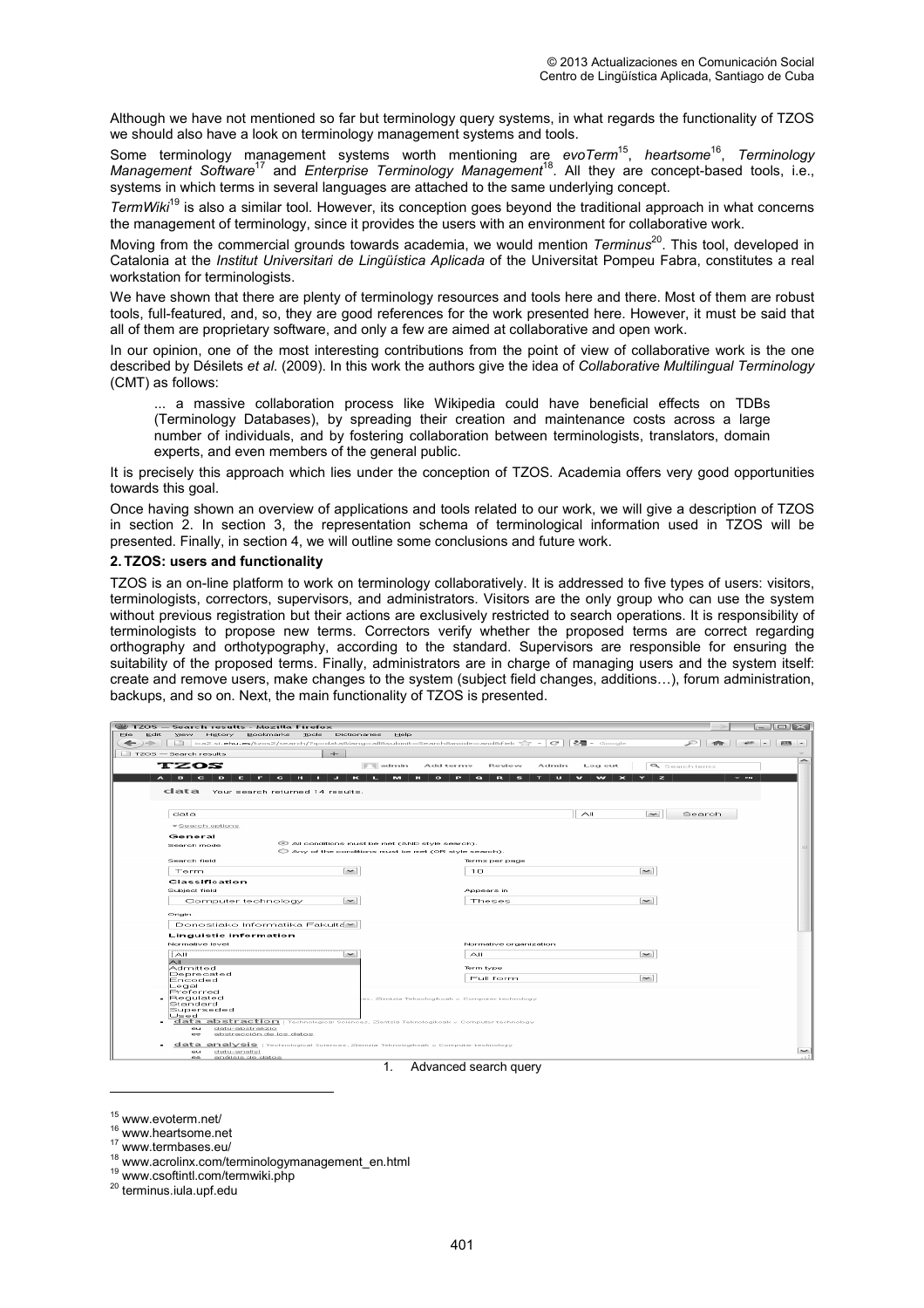Although we have not mentioned so far but terminology query systems, in what regards the functionality of TZOS we should also have a look on terminology management systems and tools.

Some terminology management systems worth mentioning are *evoTerm*[15], *heartsome*[16], *Terminology Management Software*[17] and *Enterprise Terminology Management*[18]. All they are concept-based tools, i.e., systems in which terms in several languages are attached to the same underlying concept.

*TermWiki*[19] is also a similar tool. However, its conception goes beyond the traditional approach in what concerns the management of terminology, since it provides the users with an environment for collaborative work.

Moving from the commercial grounds towards academia, we would mention *Terminus*[20]. This tool, developed in Catalonia at the *Institut Universitari de Lingüística Aplicada* of the Universitat Pompeu Fabra, constitutes a real workstation for terminologists.

We have shown that there are plenty of terminology resources and tools here and there. Most of them are robust tools, full-featured, and, so, they are good references for the work presented here. However, it must be said that all of them are proprietary software, and only a few are aimed at collaborative and open work.

In our opinion, one of the most interesting contributions from the point of view of collaborative work is the one described by Désilets *et al.* (2009). In this work the authors give the idea of *Collaborative Multilingual Terminology* (CMT) as follows:

> ... a massive collaboration process like Wikipedia could have beneficial effects on TDBs (Terminology Databases), by spreading their creation and maintenance costs across a large number of individuals, and by fostering collaboration between terminologists, translators, domain experts, and even members of the general public.

It is precisely this approach which lies under the conception of TZOS. Academia offers very good opportunities towards this goal.

Once having shown an overview of applications and tools related to our work, we will give a description of TZOS in section 2. In section 3, the representation schema of terminological information used in TZOS will be presented. Finally, in section 4, we will outline some conclusions and future work.

## 2. TZOS: users and functionality

TZOS is an on-line platform to work on terminology collaboratively. It is addressed to five types of users: visitors, terminologists, correctors, supervisors, and administrators. Visitors are the only group who can use the system without previous registration but their actions are exclusively restricted to search operations. It is responsibility of terminologists to propose new terms. Correctors verify whether the proposed terms are correct regarding orthography and orthotypography, according to the standard. Supervisors are responsible for ensuring the suitability of the proposed terms. Finally, administrators are in charge of managing users and the system itself: create and remove users, make changes to the system (subject field changes, additions…), forum administration, backups, and so on. Next, the main functionality of TZOS is presented.

1. Advanced search query

---

[15] www.evoterm.net/
[16] www.heartsome.net
[17] www.termbases.eu/
[18] www.acrolinx.com/terminologymanagement_en.html
[19] www.csoftintl.com/termwiki.php
[20] terminus.iula.upf.edu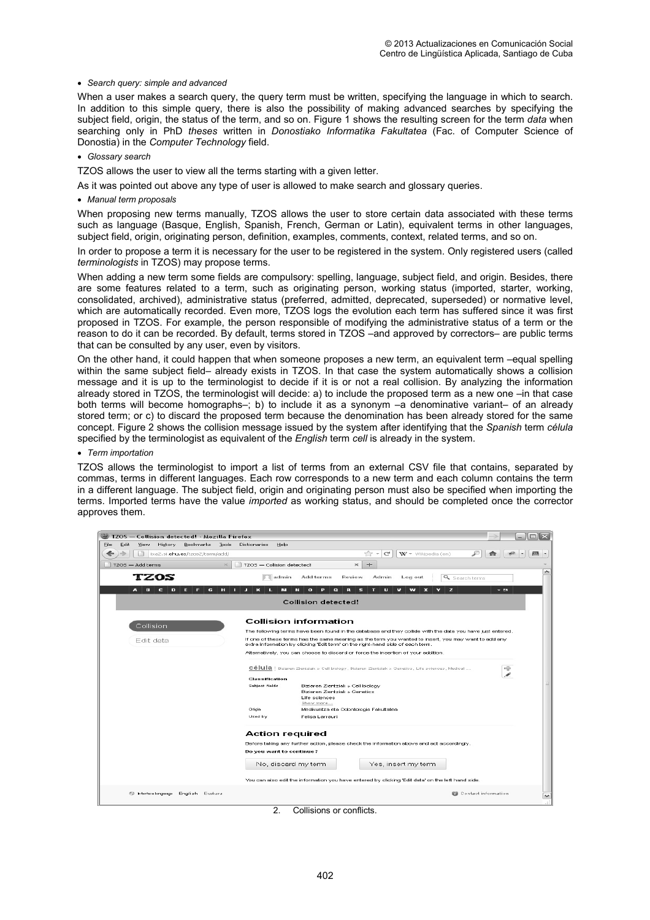- *Search query: simple and advanced*

When a user makes a search query, the query term must be written, specifying the language in which to search. In addition to this simple query, there is also the possibility of making advanced searches by specifying the subject field, origin, the status of the term, and so on. Figure 1 shows the resulting screen for the term *data* when searching only in PhD *theses* written in *Donostiako Informatika Fakultatea* (Fac. of Computer Science of Donostia) in the *Computer Technology* field.

- *Glossary search*

TZOS allows the user to view all the terms starting with a given letter.

As it was pointed out above any type of user is allowed to make search and glossary queries.

- *Manual term proposals*

When proposing new terms manually, TZOS allows the user to store certain data associated with these terms such as language (Basque, English, Spanish, French, German or Latin), equivalent terms in other languages, subject field, origin, originating person, definition, examples, comments, context, related terms, and so on.

In order to propose a term it is necessary for the user to be registered in the system. Only registered users (called *terminologists* in TZOS) may propose terms.

When adding a new term some fields are compulsory: spelling, language, subject field, and origin. Besides, there are some features related to a term, such as originating person, working status (imported, starter, working, consolidated, archived), administrative status (preferred, admitted, deprecated, superseded) or normative level, which are automatically recorded. Even more, TZOS logs the evolution each term has suffered since it was first proposed in TZOS. For example, the person responsible of modifying the administrative status of a term or the reason to do it can be recorded. By default, terms stored in TZOS –and approved by correctors– are public terms that can be consulted by any user, even by visitors.

On the other hand, it could happen that when someone proposes a new term, an equivalent term –equal spelling within the same subject field– already exists in TZOS. In that case the system automatically shows a collision message and it is up to the terminologist to decide if it is or not a real collision. By analyzing the information already stored in TZOS, the terminologist will decide: a) to include the proposed term as a new one –in that case both terms will become homographs–; b) to include it as a synonym –a denominative variant– of an already stored term; or c) to discard the proposed term because the denomination has been already stored for the same concept. Figure 2 shows the collision message issued by the system after identifying that the *Spanish* term *célula* specified by the terminologist as equivalent of the *English* term *cell* is already in the system.

- *Term importation*

TZOS allows the terminologist to import a list of terms from an external CSV file that contains, separated by commas, terms in different languages. Each row corresponds to a new term and each column contains the term in a different language. The subject field, origin and originating person must also be specified when importing the terms. Imported terms have the value *imported* as working status, and should be completed once the corrector approves them.

2. Collisions or conflicts.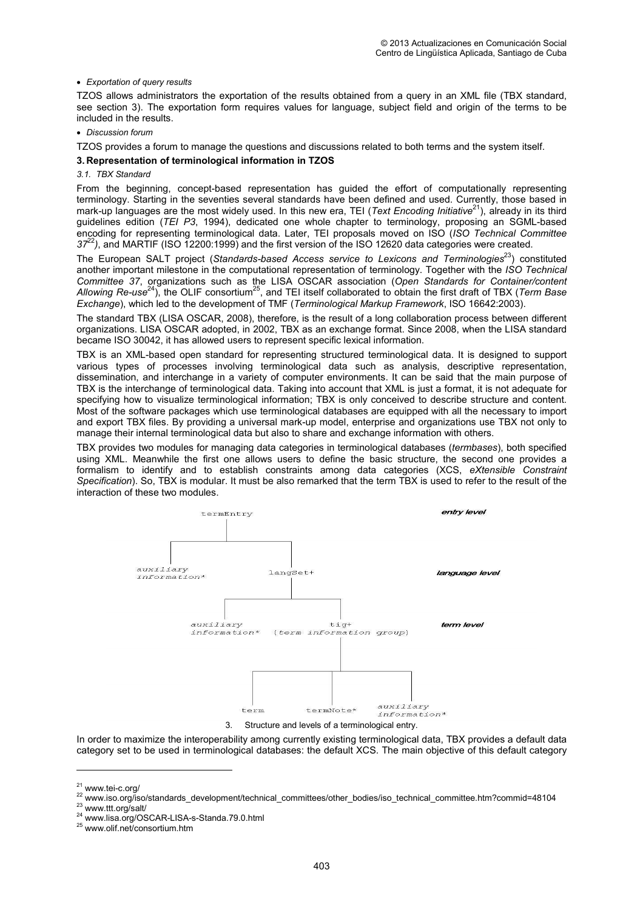- *Exportation of query results*

TZOS allows administrators the exportation of the results obtained from a query in an XML file (TBX standard, see section 3). The exportation form requires values for language, subject field and origin of the terms to be included in the results.

- *Discussion forum*

TZOS provides a forum to manage the questions and discussions related to both terms and the system itself.

## 3. Representation of terminological information in TZOS

### 3.1. TBX Standard

From the beginning, concept-based representation has guided the effort of computationally representing terminology. Starting in the seventies several standards have been defined and used. Currently, those based in mark-up languages are the most widely used. In this new era, TEI (*Text Encoding Initiative*[21]), already in its third guidelines edition (*TEI P3*, 1994), dedicated one whole chapter to terminology, proposing an SGML-based encoding for representing terminological data. Later, TEI proposals moved on ISO (*ISO Technical Committee 37*[22]), and MARTIF (ISO 12200:1999) and the first version of the ISO 12620 data categories were created.

The European SALT project (*Standards-based Access service to Lexicons and Terminologies*[23]) constituted another important milestone in the computational representation of terminology. Together with the *ISO Technical Committee 37*, organizations such as the LISA OSCAR association (*Open Standards for Container/content Allowing Re-use*[24]), the OLIF consortium[25], and TEI itself collaborated to obtain the first draft of TBX (*Term Base Exchange*), which led to the development of TMF (*Terminological Markup Framework*, ISO 16642:2003).

The standard TBX (LISA OSCAR, 2008), therefore, is the result of a long collaboration process between different organizations. LISA OSCAR adopted, in 2002, TBX as an exchange format. Since 2008, when the LISA standard became ISO 30042, it has allowed users to represent specific lexical information.

TBX is an XML-based open standard for representing structured terminological data. It is designed to support various types of processes involving terminological data such as analysis, descriptive representation, dissemination, and interchange in a variety of computer environments. It can be said that the main purpose of TBX is the interchange of terminological data. Taking into account that XML is just a format, it is not adequate for specifying how to visualize terminological information; TBX is only conceived to describe structure and content. Most of the software packages which use terminological databases are equipped with all the necessary to import and export TBX files. By providing a universal mark-up model, enterprise and organizations use TBX not only to manage their internal terminological data but also to share and exchange information with others.

TBX provides two modules for managing data categories in terminological databases (*termbases*), both specified using XML. Meanwhile the first one allows users to define the basic structure, the second one provides a formalism to identify and to establish constraints among data categories (XCS, *eXtensible Constraint Specification*). So, TBX is modular. It must be also remarked that the term TBX is used to refer to the result of the interaction of these two modules.

```
termEntry                                                   entry level
├── auxiliary information*
└── langSet+                                                language level
    ├── auxiliary information*
    └── tig+ (term information group)                       term level
        ├── term
        ├── termNote*
        └── auxiliary information*
```

3. Structure and levels of a terminological entry.

In order to maximize the interoperability among currently existing terminological data, TBX provides a default data category set to be used in terminological databases: the default XCS. The main objective of this default category

[21] www.tei-c.org/

[22] www.iso.org/iso/standards_development/technical_committees/other_bodies/iso_technical_committee.htm?commid=48104

[23] www.ttt.org/salt/

[24] www.lisa.org/OSCAR-LISA-s-Standa.79.0.html

[25] www.olif.net/consortium.htm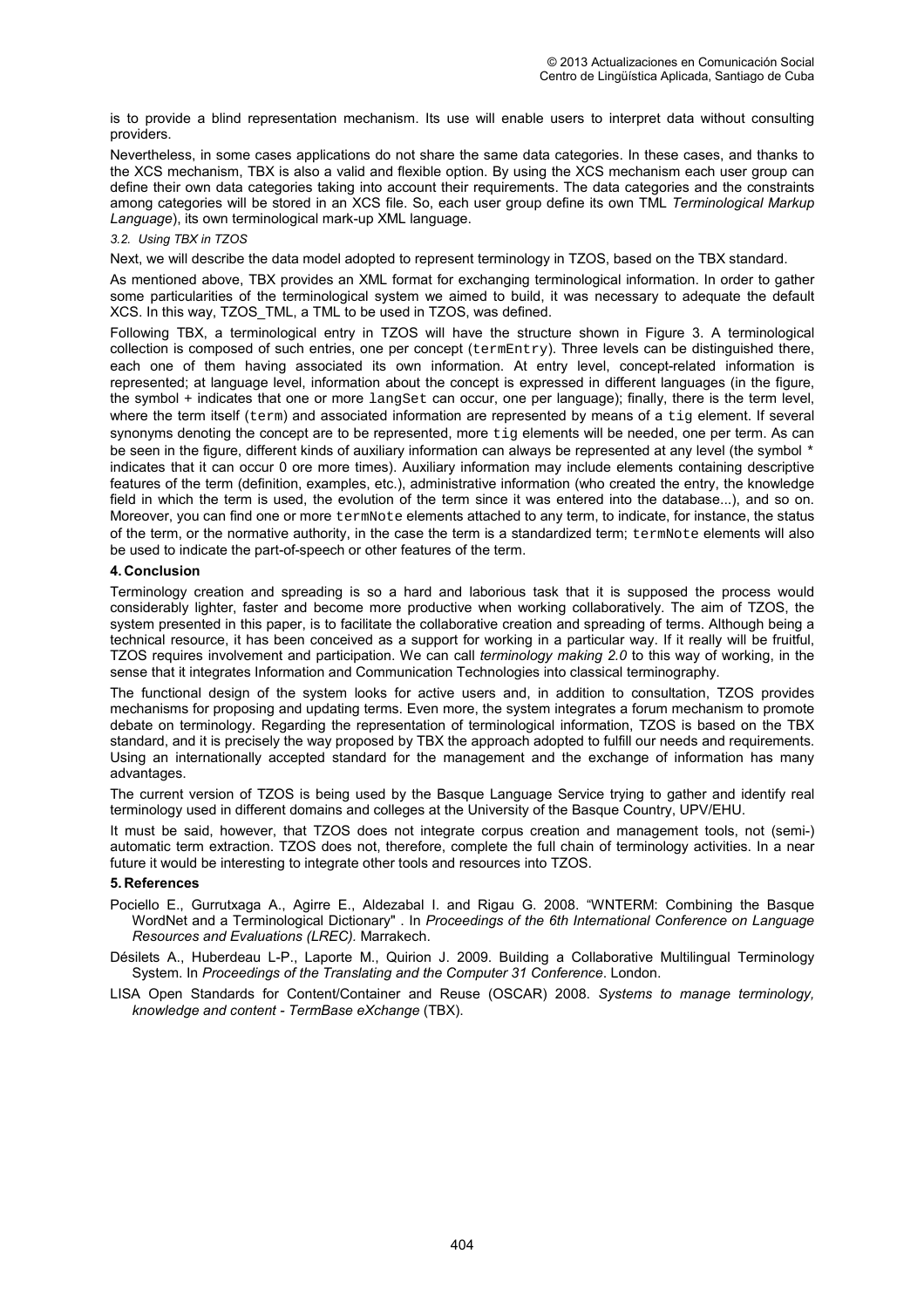is to provide a blind representation mechanism. Its use will enable users to interpret data without consulting providers.

Nevertheless, in some cases applications do not share the same data categories. In these cases, and thanks to the XCS mechanism, TBX is also a valid and flexible option. By using the XCS mechanism each user group can define their own data categories taking into account their requirements. The data categories and the constraints among categories will be stored in an XCS file. So, each user group define its own TML *Terminological Markup Language*), its own terminological mark-up XML language.

### *3.2. Using TBX in TZOS*

Next, we will describe the data model adopted to represent terminology in TZOS, based on the TBX standard.

As mentioned above, TBX provides an XML format for exchanging terminological information. In order to gather some particularities of the terminological system we aimed to build, it was necessary to adequate the default XCS. In this way, TZOS_TML, a TML to be used in TZOS, was defined.

Following TBX, a terminological entry in TZOS will have the structure shown in Figure 3. A terminological collection is composed of such entries, one per concept (`termEntry`). Three levels can be distinguished there, each one of them having associated its own information. At entry level, concept-related information is represented; at language level, information about the concept is expressed in different languages (in the figure, the symbol + indicates that one or more `langSet` can occur, one per language); finally, there is the term level, where the term itself (`term`) and associated information are represented by means of a `tig` element. If several synonyms denoting the concept are to be represented, more `tig` elements will be needed, one per term. As can be seen in the figure, different kinds of auxiliary information can always be represented at any level (the symbol * indicates that it can occur 0 ore more times). Auxiliary information may include elements containing descriptive features of the term (definition, examples, etc.), administrative information (who created the entry, the knowledge field in which the term is used, the evolution of the term since it was entered into the database...), and so on. Moreover, you can find one or more `termNote` elements attached to any term, to indicate, for instance, the status of the term, or the normative authority, in the case the term is a standardized term; `termNote` elements will also be used to indicate the part-of-speech or other features of the term.

## 4. Conclusion

Terminology creation and spreading is so a hard and laborious task that it is supposed the process would considerably lighter, faster and become more productive when working collaboratively. The aim of TZOS, the system presented in this paper, is to facilitate the collaborative creation and spreading of terms. Although being a technical resource, it has been conceived as a support for working in a particular way. If it really will be fruitful, TZOS requires involvement and participation. We can call *terminology making 2.0* to this way of working, in the sense that it integrates Information and Communication Technologies into classical terminography.

The functional design of the system looks for active users and, in addition to consultation, TZOS provides mechanisms for proposing and updating terms. Even more, the system integrates a forum mechanism to promote debate on terminology. Regarding the representation of terminological information, TZOS is based on the TBX standard, and it is precisely the way proposed by TBX the approach adopted to fulfill our needs and requirements. Using an internationally accepted standard for the management and the exchange of information has many advantages.

The current version of TZOS is being used by the Basque Language Service trying to gather and identify real terminology used in different domains and colleges at the University of the Basque Country, UPV/EHU.

It must be said, however, that TZOS does not integrate corpus creation and management tools, not (semi-) automatic term extraction. TZOS does not, therefore, complete the full chain of terminology activities. In a near future it would be interesting to integrate other tools and resources into TZOS.

## 5. References

Pociello E., Gurrutxaga A., Agirre E., Aldezabal I. and Rigau G. 2008. "WNTERM: Combining the Basque WordNet and a Terminological Dictionary" . In *Proceedings of the 6th International Conference on Language Resources and Evaluations (LREC).* Marrakech.

Désilets A., Huberdeau L-P., Laporte M., Quirion J. 2009. Building a Collaborative Multilingual Terminology System. In *Proceedings of the Translating and the Computer 31 Conference*. London.

LISA Open Standards for Content/Container and Reuse (OSCAR) 2008. *Systems to manage terminology, knowledge and content - TermBase eXchange* (TBX).